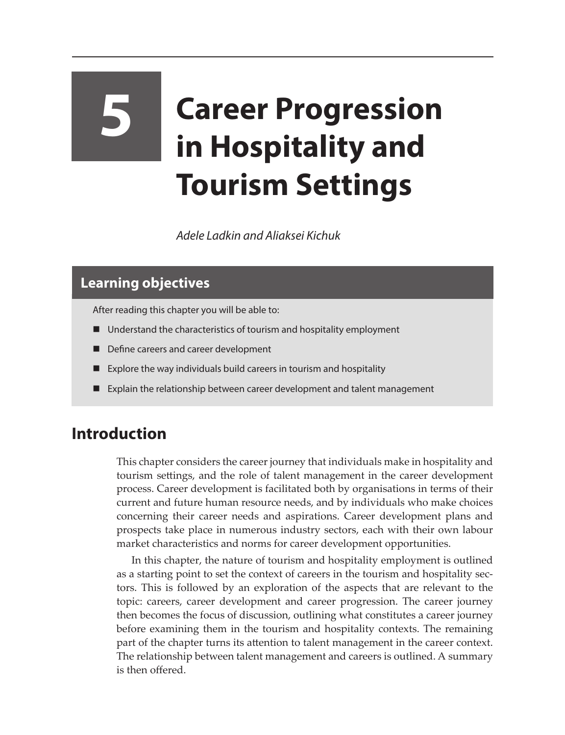# 5 Career Progression in Hospitality and Tourism Settings

*Adele Ladkin and Aliaksei Kichuk*

## Learning objectives

After reading this chapter you will be able to:

- Understand the characteristics of tourism and hospitality employment
- Define careers and career development
- Explore the way individuals build careers in tourism and hospitality
- Explain the relationship between career development and talent management

## Introduction

This chapter considers the career journey that individuals make in hospitality and tourism settings, and the role of talent management in the career development process. Career development is facilitated both by organisations in terms of their current and future human resource needs, and by individuals who make choices concerning their career needs and aspirations. Career development plans and prospects take place in numerous industry sectors, each with their own labour market characteristics and norms for career development opportunities.

In this chapter, the nature of tourism and hospitality employment is outlined as a starting point to set the context of careers in the tourism and hospitality sectors. This is followed by an exploration of the aspects that are relevant to the topic: careers, career development and career progression. The career journey then becomes the focus of discussion, outlining what constitutes a career journey before examining them in the tourism and hospitality contexts. The remaining part of the chapter turns its attention to talent management in the career context. The relationship between talent management and careers is outlined. A summary is then offered.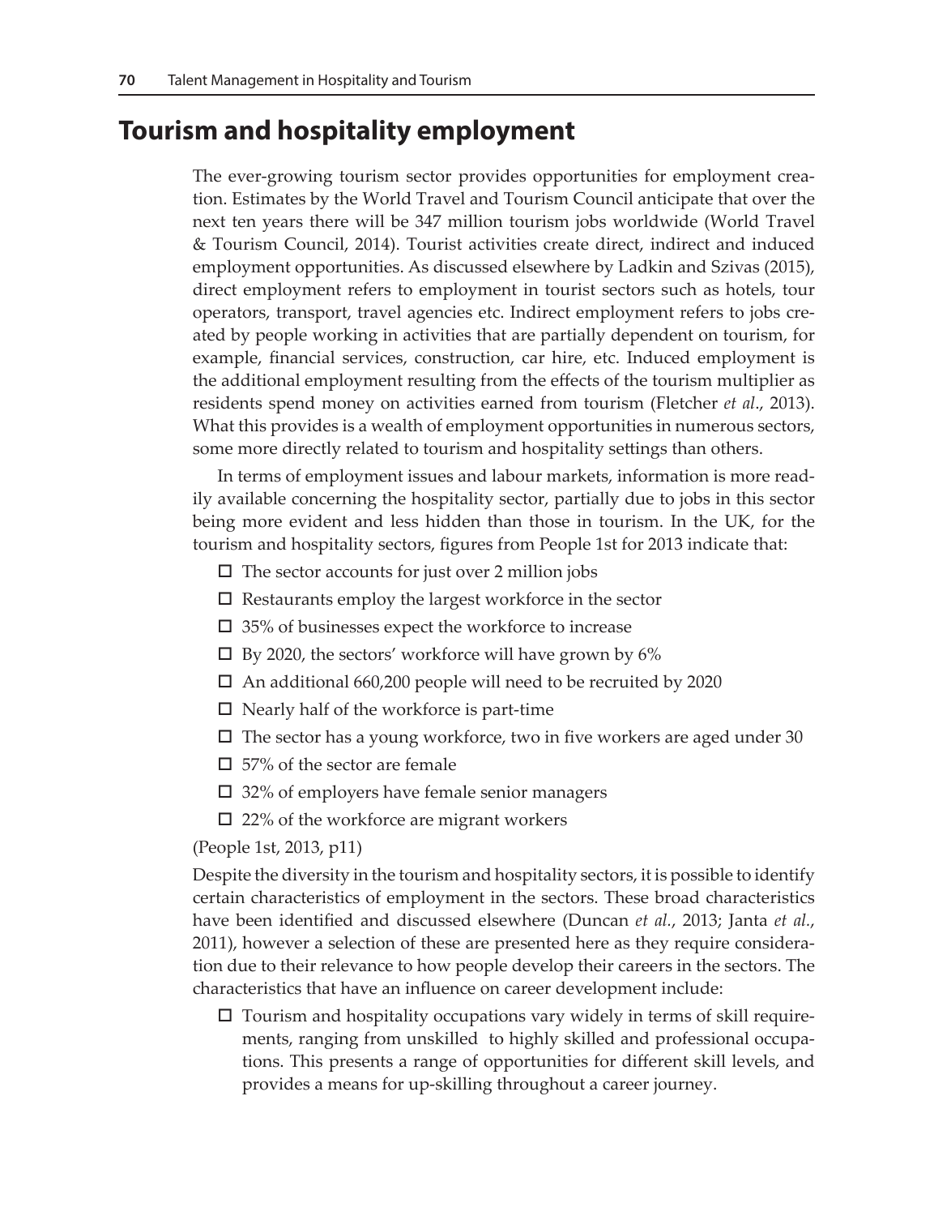## Tourism and hospitality employment

The ever-growing tourism sector provides opportunities for employment creation. Estimates by the World Travel and Tourism Council anticipate that over the next ten years there will be 347 million tourism jobs worldwide (World Travel & Tourism Council, 2014). Tourist activities create direct, indirect and induced employment opportunities. As discussed elsewhere by Ladkin and Szivas (2015), direct employment refers to employment in tourist sectors such as hotels, tour operators, transport, travel agencies etc. Indirect employment refers to jobs created by people working in activities that are partially dependent on tourism, for example, financial services, construction, car hire, etc. Induced employment is the additional employment resulting from the effects of the tourism multiplier as residents spend money on activities earned from tourism (Fletcher *et al*., 2013). What this provides is a wealth of employment opportunities in numerous sectors, some more directly related to tourism and hospitality settings than others.

In terms of employment issues and labour markets, information is more readily available concerning the hospitality sector, partially due to jobs in this sector being more evident and less hidden than those in tourism. In the UK, for the tourism and hospitality sectors, figures from People 1st for 2013 indicate that:

- The sector accounts for just over 2 million jobs
- Restaurants employ the largest workforce in the sector
- 35% of businesses expect the workforce to increase
- By 2020, the sectors' workforce will have grown by 6%
- An additional 660,200 people will need to be recruited by 2020
- Nearly half of the workforce is part-time
- The sector has a young workforce, two in five workers are aged under 30
- 57% of the sector are female
- 32% of employers have female senior managers
- 22% of the workforce are migrant workers

(People 1st, 2013, p11)

Despite the diversity in the tourism and hospitality sectors, it is possible to identify certain characteristics of employment in the sectors. These broad characteristics have been identified and discussed elsewhere (Duncan *et al.*, 2013; Janta *et al.*, 2011), however a selection of these are presented here as they require consideration due to their relevance to how people develop their careers in the sectors. The characteristics that have an influence on career development include:

- Tourism and hospitality occupations vary widely in terms of skill requirements, ranging from unskilled to highly skilled and professional occupations. This presents a range of opportunities for different skill levels, and provides a means for up-skilling throughout a career journey.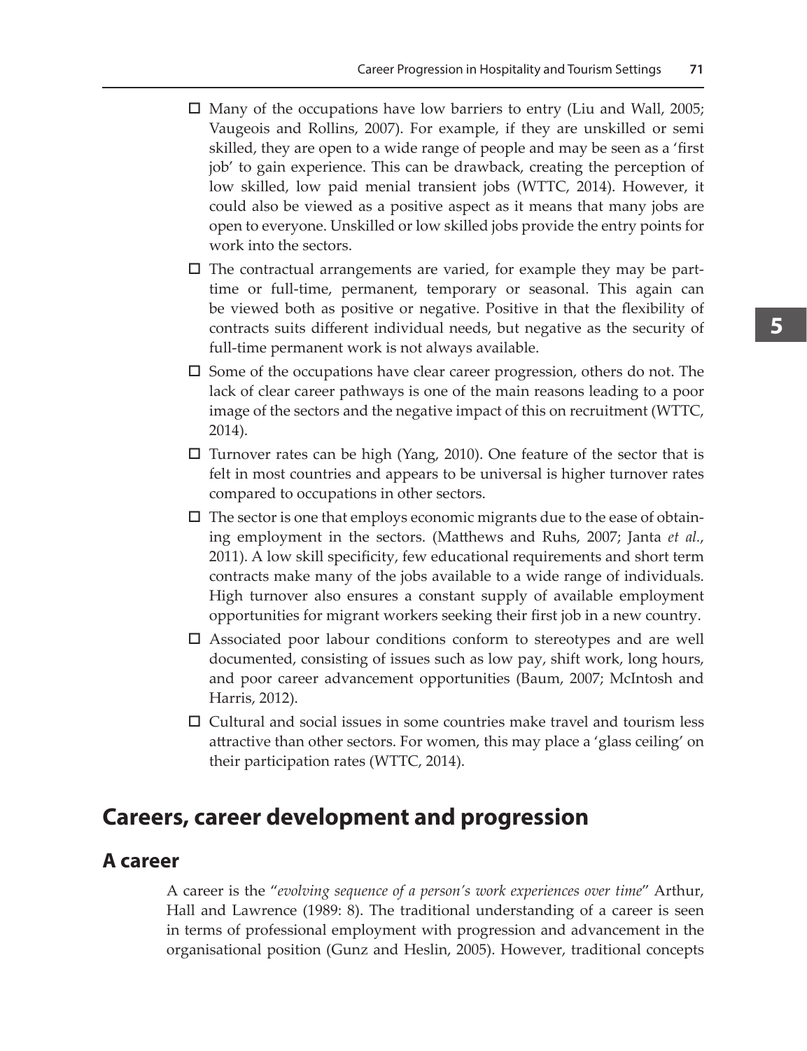- Many of the occupations have low barriers to entry (Liu and Wall, 2005; Vaugeois and Rollins, 2007). For example, if they are unskilled or semi skilled, they are open to a wide range of people and may be seen as a 'first job' to gain experience. This can be drawback, creating the perception of low skilled, low paid menial transient jobs (WTTC, 2014). However, it could also be viewed as a positive aspect as it means that many jobs are open to everyone. Unskilled or low skilled jobs provide the entry points for work into the sectors.
- The contractual arrangements are varied, for example they may be part-time or full-time, permanent, temporary or seasonal. This again can be viewed both as positive or negative. Positive in that the flexibility of contracts suits different individual needs, but negative as the security of full-time permanent work is not always available.
- Some of the occupations have clear career progression, others do not. The lack of clear career pathways is one of the main reasons leading to a poor image of the sectors and the negative impact of this on recruitment (WTTC, 2014).
- Turnover rates can be high (Yang, 2010). One feature of the sector that is felt in most countries and appears to be universal is higher turnover rates compared to occupations in other sectors.
- The sector is one that employs economic migrants due to the ease of obtaining employment in the sectors. (Matthews and Ruhs, 2007; Janta *et al.*, 2011). A low skill specificity, few educational requirements and short term contracts make many of the jobs available to a wide range of individuals. High turnover also ensures a constant supply of available employment opportunities for migrant workers seeking their first job in a new country.
- Associated poor labour conditions conform to stereotypes and are well documented, consisting of issues such as low pay, shift work, long hours, and poor career advancement opportunities (Baum, 2007; McIntosh and Harris, 2012).
- Cultural and social issues in some countries make travel and tourism less attractive than other sectors. For women, this may place a 'glass ceiling' on their participation rates (WTTC, 2014).

## Careers, career development and progression

### A career

A career is the "*evolving sequence of a person's work experiences over time*" Arthur, Hall and Lawrence (1989: 8). The traditional understanding of a career is seen in terms of professional employment with progression and advancement in the organisational position (Gunz and Heslin, 2005). However, traditional concepts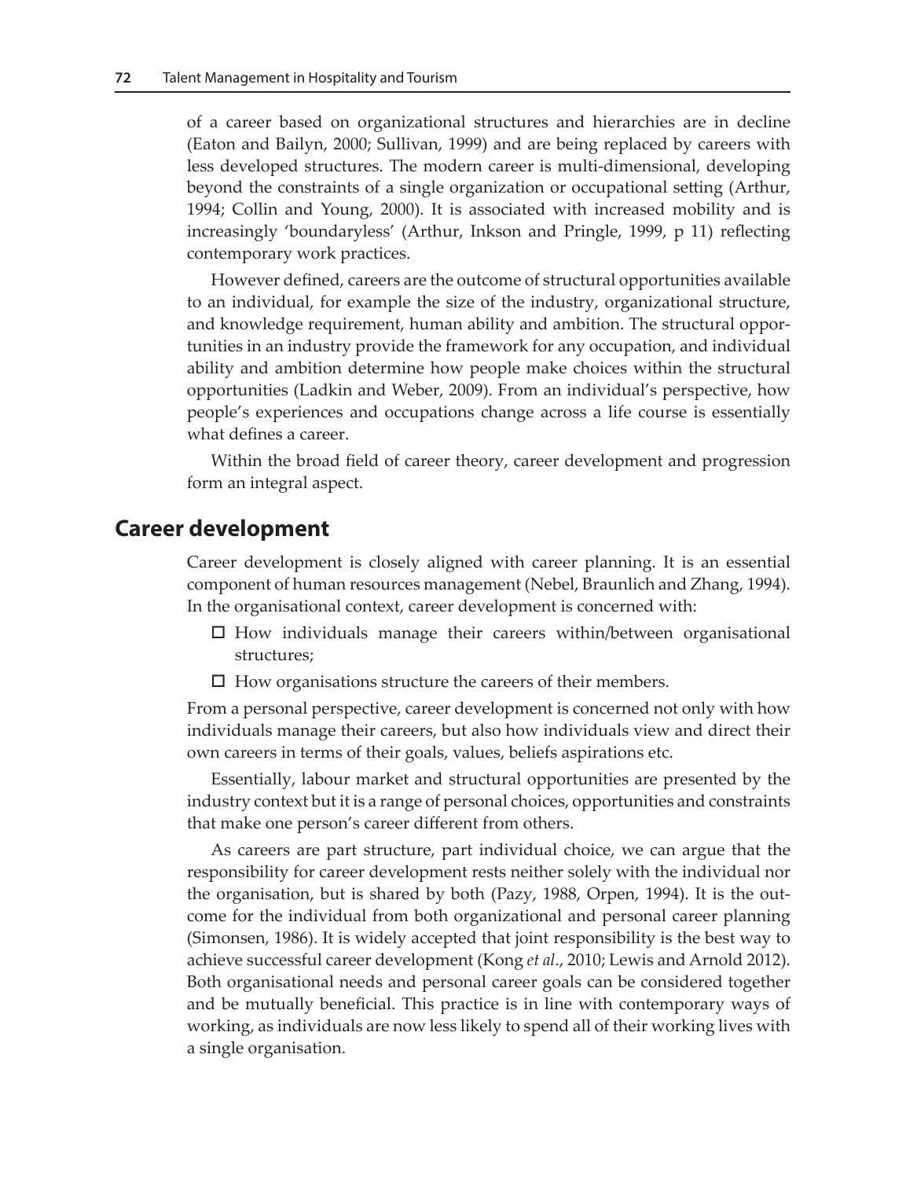of a career based on organizational structures and hierarchies are in decline (Eaton and Bailyn, 2000; Sullivan, 1999) and are being replaced by careers with less developed structures. The modern career is multi-dimensional, developing beyond the constraints of a single organization or occupational setting (Arthur, 1994; Collin and Young, 2000). It is associated with increased mobility and is increasingly 'boundaryless' (Arthur, Inkson and Pringle, 1999, p 11) reflecting contemporary work practices.

However defined, careers are the outcome of structural opportunities available to an individual, for example the size of the industry, organizational structure, and knowledge requirement, human ability and ambition. The structural opportunities in an industry provide the framework for any occupation, and individual ability and ambition determine how people make choices within the structural opportunities (Ladkin and Weber, 2009). From an individual's perspective, how people's experiences and occupations change across a life course is essentially what defines a career.

Within the broad field of career theory, career development and progression form an integral aspect.

## Career development

Career development is closely aligned with career planning. It is an essential component of human resources management (Nebel, Braunlich and Zhang, 1994). In the organisational context, career development is concerned with:

- How individuals manage their careers within/between organisational structures;
- How organisations structure the careers of their members.

From a personal perspective, career development is concerned not only with how individuals manage their careers, but also how individuals view and direct their own careers in terms of their goals, values, beliefs aspirations etc.

Essentially, labour market and structural opportunities are presented by the industry context but it is a range of personal choices, opportunities and constraints that make one person's career different from others.

As careers are part structure, part individual choice, we can argue that the responsibility for career development rests neither solely with the individual nor the organisation, but is shared by both (Pazy, 1988, Orpen, 1994). It is the outcome for the individual from both organizational and personal career planning (Simonsen, 1986). It is widely accepted that joint responsibility is the best way to achieve successful career development (Kong *et al*., 2010; Lewis and Arnold 2012). Both organisational needs and personal career goals can be considered together and be mutually beneficial. This practice is in line with contemporary ways of working, as individuals are now less likely to spend all of their working lives with a single organisation.